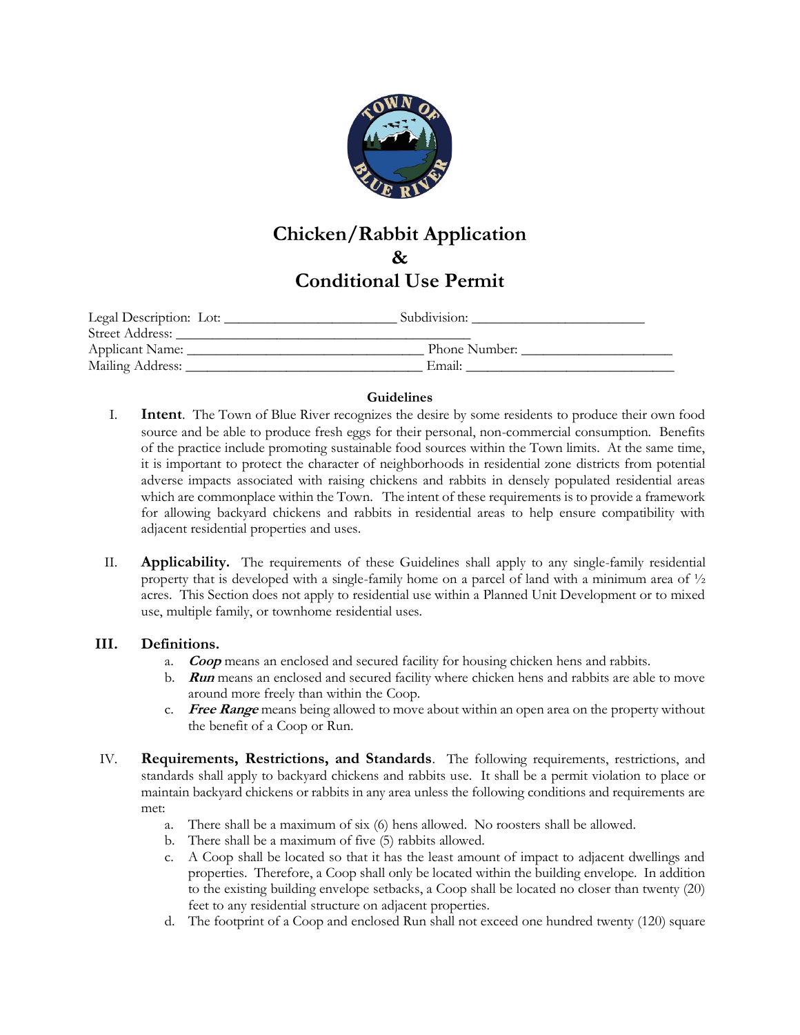# Chicken/Rabbit Application
# &
# Conditional Use Permit

Legal Description: Lot: _______________________ Subdivision: _______________________
Street Address: ________________________________________
Applicant Name: ________________________________ Phone Number: ____________________
Mailing Address: ________________________________ Email: ____________________________

**Guidelines**

I. **Intent**. The Town of Blue River recognizes the desire by some residents to produce their own food source and be able to produce fresh eggs for their personal, non-commercial consumption. Benefits of the practice include promoting sustainable food sources within the Town limits. At the same time, it is important to protect the character of neighborhoods in residential zone districts from potential adverse impacts associated with raising chickens and rabbits in densely populated residential areas which are commonplace within the Town. The intent of these requirements is to provide a framework for allowing backyard chickens and rabbits in residential areas to help ensure compatibility with adjacent residential properties and uses.

II. **Applicability.** The requirements of these Guidelines shall apply to any single-family residential property that is developed with a single-family home on a parcel of land with a minimum area of ½ acres. This Section does not apply to residential use within a Planned Unit Development or to mixed use, multiple family, or townhome residential uses.

III. **Definitions.**

a. ***Coop*** means an enclosed and secured facility for housing chicken hens and rabbits.
b. ***Run*** means an enclosed and secured facility where chicken hens and rabbits are able to move around more freely than within the Coop.
c. ***Free Range*** means being allowed to move about within an open area on the property without the benefit of a Coop or Run.

IV. **Requirements, Restrictions, and Standards**. The following requirements, restrictions, and standards shall apply to backyard chickens and rabbits use. It shall be a permit violation to place or maintain backyard chickens or rabbits in any area unless the following conditions and requirements are met:

a. There shall be a maximum of six (6) hens allowed. No roosters shall be allowed.
b. There shall be a maximum of five (5) rabbits allowed.
c. A Coop shall be located so that it has the least amount of impact to adjacent dwellings and properties. Therefore, a Coop shall only be located within the building envelope. In addition to the existing building envelope setbacks, a Coop shall be located no closer than twenty (20) feet to any residential structure on adjacent properties.
d. The footprint of a Coop and enclosed Run shall not exceed one hundred twenty (120) square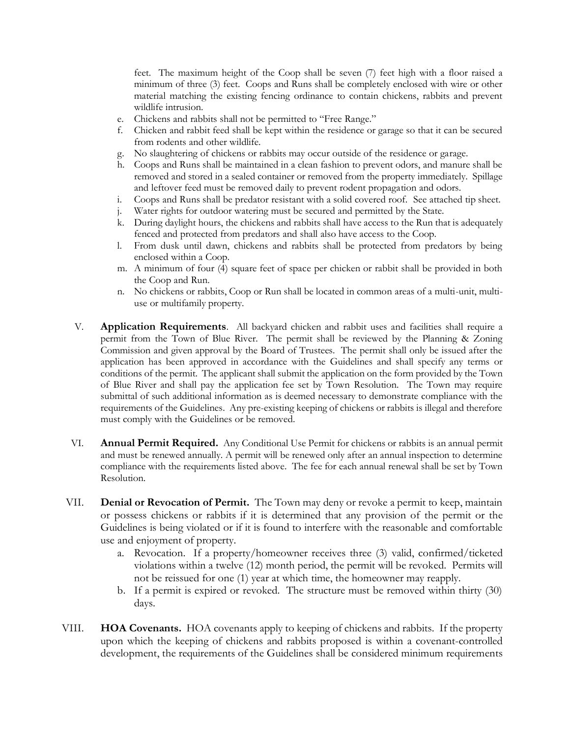feet. The maximum height of the Coop shall be seven (7) feet high with a floor raised a minimum of three (3) feet. Coops and Runs shall be completely enclosed with wire or other material matching the existing fencing ordinance to contain chickens, rabbits and prevent wildlife intrusion.

e. Chickens and rabbits shall not be permitted to "Free Range."
f. Chicken and rabbit feed shall be kept within the residence or garage so that it can be secured from rodents and other wildlife.
g. No slaughtering of chickens or rabbits may occur outside of the residence or garage.
h. Coops and Runs shall be maintained in a clean fashion to prevent odors, and manure shall be removed and stored in a sealed container or removed from the property immediately. Spillage and leftover feed must be removed daily to prevent rodent propagation and odors.
i. Coops and Runs shall be predator resistant with a solid covered roof. See attached tip sheet.
j. Water rights for outdoor watering must be secured and permitted by the State.
k. During daylight hours, the chickens and rabbits shall have access to the Run that is adequately fenced and protected from predators and shall also have access to the Coop.
l. From dusk until dawn, chickens and rabbits shall be protected from predators by being enclosed within a Coop.
m. A minimum of four (4) square feet of space per chicken or rabbit shall be provided in both the Coop and Run.
n. No chickens or rabbits, Coop or Run shall be located in common areas of a multi-unit, multi-use or multifamily property.

V. **Application Requirements**. All backyard chicken and rabbit uses and facilities shall require a permit from the Town of Blue River. The permit shall be reviewed by the Planning & Zoning Commission and given approval by the Board of Trustees. The permit shall only be issued after the application has been approved in accordance with the Guidelines and shall specify any terms or conditions of the permit. The applicant shall submit the application on the form provided by the Town of Blue River and shall pay the application fee set by Town Resolution. The Town may require submittal of such additional information as is deemed necessary to demonstrate compliance with the requirements of the Guidelines. Any pre-existing keeping of chickens or rabbits is illegal and therefore must comply with the Guidelines or be removed.

VI. **Annual Permit Required.** Any Conditional Use Permit for chickens or rabbits is an annual permit and must be renewed annually. A permit will be renewed only after an annual inspection to determine compliance with the requirements listed above. The fee for each annual renewal shall be set by Town Resolution.

VII. **Denial or Revocation of Permit.** The Town may deny or revoke a permit to keep, maintain or possess chickens or rabbits if it is determined that any provision of the permit or the Guidelines is being violated or if it is found to interfere with the reasonable and comfortable use and enjoyment of property.

a. Revocation. If a property/homeowner receives three (3) valid, confirmed/ticketed violations within a twelve (12) month period, the permit will be revoked. Permits will not be reissued for one (1) year at which time, the homeowner may reapply.
b. If a permit is expired or revoked. The structure must be removed within thirty (30) days.

VIII. **HOA Covenants.** HOA covenants apply to keeping of chickens and rabbits. If the property upon which the keeping of chickens and rabbits proposed is within a covenant-controlled development, the requirements of the Guidelines shall be considered minimum requirements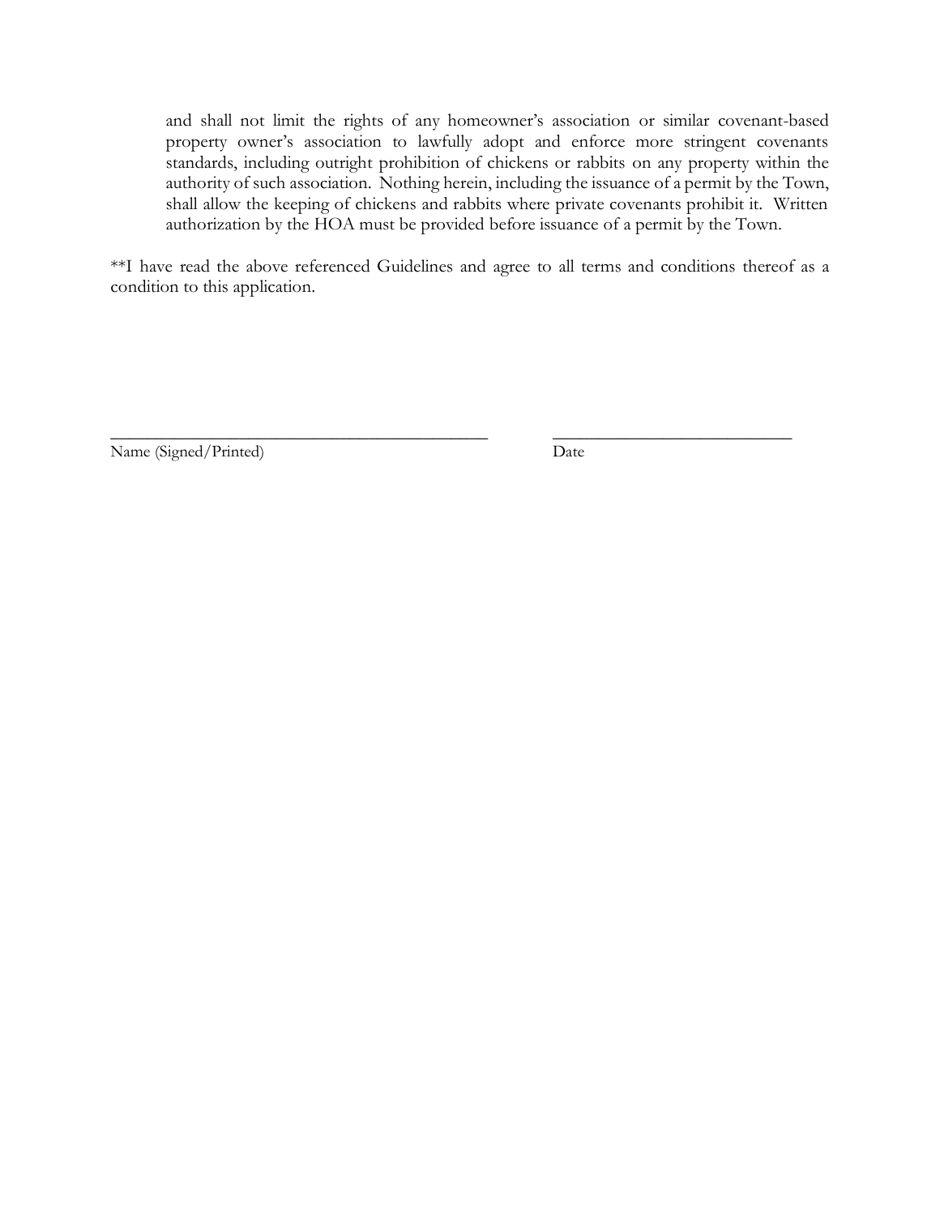and shall not limit the rights of any homeowner's association or similar covenant-based property owner's association to lawfully adopt and enforce more stringent covenants standards, including outright prohibition of chickens or rabbits on any property within the authority of such association. Nothing herein, including the issuance of a permit by the Town, shall allow the keeping of chickens and rabbits where private covenants prohibit it. Written authorization by the HOA must be provided before issuance of a permit by the Town.

**I have read the above referenced Guidelines and agree to all terms and conditions thereof as a condition to this application.

\_\_\_\_\_\_\_\_\_\_\_\_\_\_\_\_\_\_\_\_\_\_\_\_\_\_\_\_\_\_\_\_\_\_\_\_\_\_\_\_\_\_\_\_ \_\_\_\_\_\_\_\_\_\_\_\_\_\_\_\_\_\_\_\_\_\_\_\_\_\_\_\_

Name (Signed/Printed) Date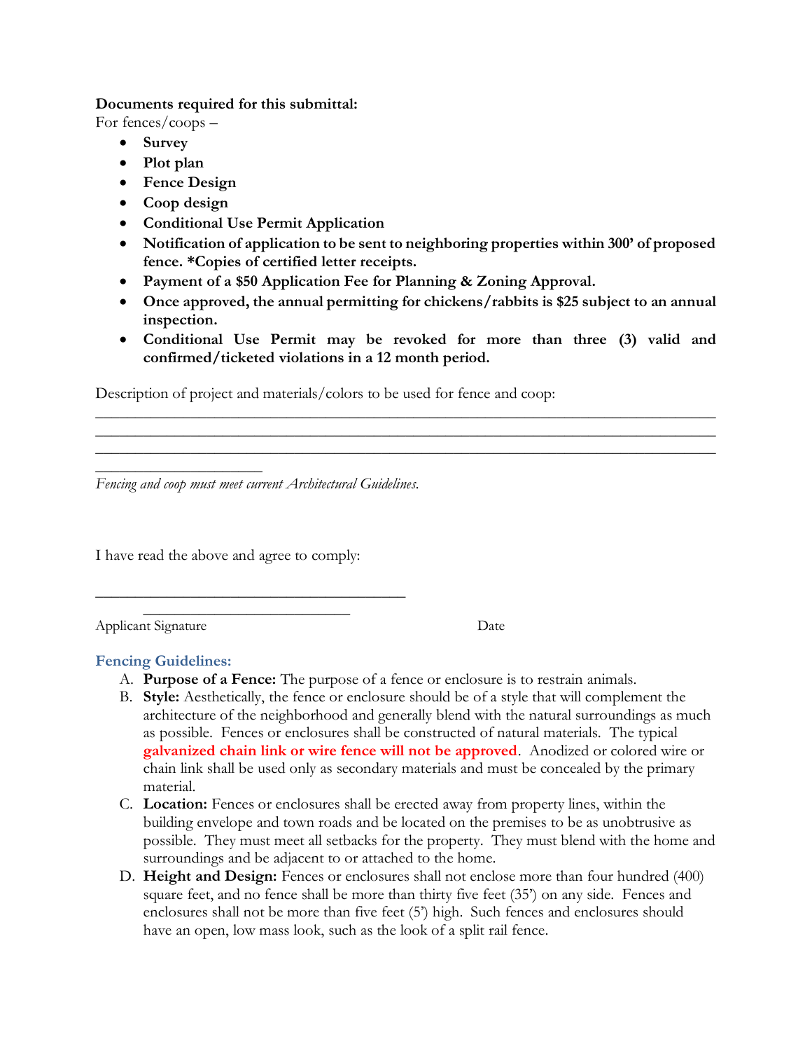**Documents required for this submittal:**

For fences/coops –

- **Survey**
- **Plot plan**
- **Fence Design**
- **Coop design**
- **Conditional Use Permit Application**
- **Notification of application to be sent to neighboring properties within 300' of proposed fence. *Copies of certified letter receipts.**
- **Payment of a $50 Application Fee for Planning & Zoning Approval.**
- **Once approved, the annual permitting for chickens/rabbits is $25 subject to an annual inspection.**
- **Conditional Use Permit may be revoked for more than three (3) valid and confirmed/ticketed violations in a 12 month period.**

Description of project and materials/colors to be used for fence and coop:
________________________________________________________________________________
________________________________________________________________________________
________________________________________________________________________________
______________________

*Fencing and coop must meet current Architectural Guidelines.*

I have read the above and agree to comply:

__________________________________________ ____________________________

Applicant Signature Date

## Fencing Guidelines:

A. **Purpose of a Fence:** The purpose of a fence or enclosure is to restrain animals.

B. **Style:** Aesthetically, the fence or enclosure should be of a style that will complement the architecture of the neighborhood and generally blend with the natural surroundings as much as possible. Fences or enclosures shall be constructed of natural materials. The typical **galvanized chain link or wire fence will not be approved**. Anodized or colored wire or chain link shall be used only as secondary materials and must be concealed by the primary material.

C. **Location:** Fences or enclosures shall be erected away from property lines, within the building envelope and town roads and be located on the premises to be as unobtrusive as possible. They must meet all setbacks for the property. They must blend with the home and surroundings and be adjacent to or attached to the home.

D. **Height and Design:** Fences or enclosures shall not enclose more than four hundred (400) square feet, and no fence shall be more than thirty five feet (35') on any side. Fences and enclosures shall not be more than five feet (5') high. Such fences and enclosures should have an open, low mass look, such as the look of a split rail fence.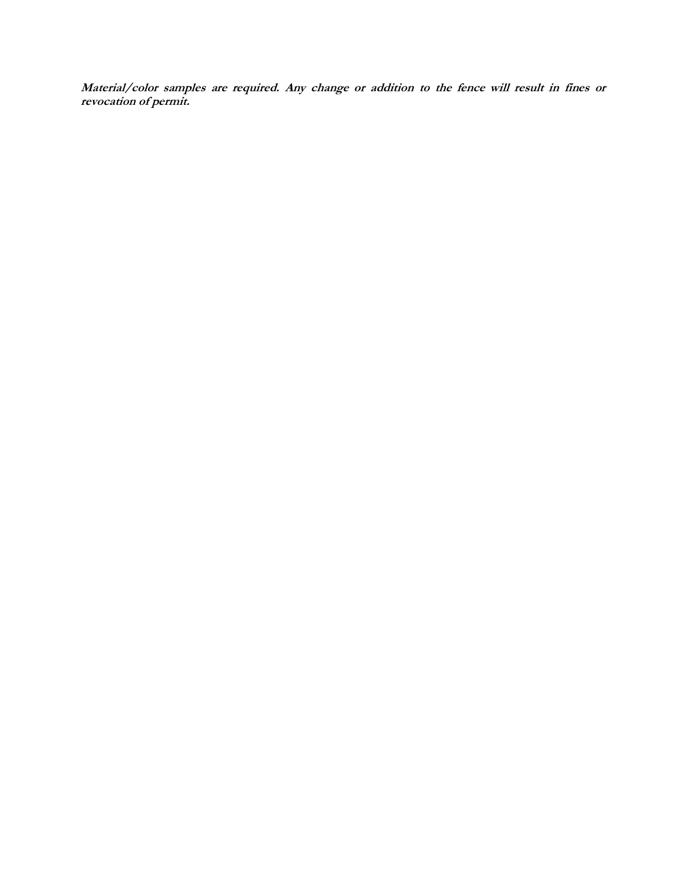***Material/color samples are required. Any change or addition to the fence will result in fines or revocation of permit.***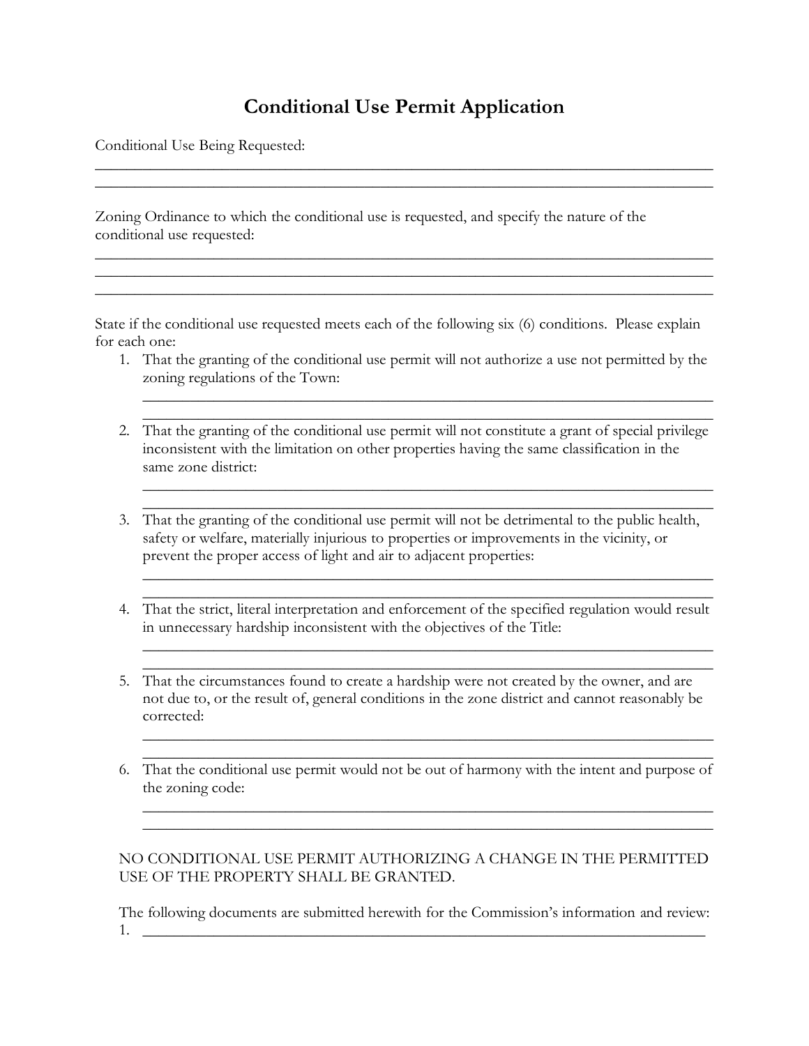# Conditional Use Permit Application

Conditional Use Being Requested:

\_\_\_\_\_\_\_\_\_\_\_\_\_\_\_\_\_\_\_\_\_\_\_\_\_\_\_\_\_\_\_\_\_\_\_\_\_\_\_\_\_\_\_\_\_\_\_\_\_\_\_\_\_\_\_\_\_\_\_\_\_\_\_\_\_\_\_\_\_\_\_\_\_\_\_\_
\_\_\_\_\_\_\_\_\_\_\_\_\_\_\_\_\_\_\_\_\_\_\_\_\_\_\_\_\_\_\_\_\_\_\_\_\_\_\_\_\_\_\_\_\_\_\_\_\_\_\_\_\_\_\_\_\_\_\_\_\_\_\_\_\_\_\_\_\_\_\_\_\_\_\_\_

Zoning Ordinance to which the conditional use is requested, and specify the nature of the conditional use requested:

\_\_\_\_\_\_\_\_\_\_\_\_\_\_\_\_\_\_\_\_\_\_\_\_\_\_\_\_\_\_\_\_\_\_\_\_\_\_\_\_\_\_\_\_\_\_\_\_\_\_\_\_\_\_\_\_\_\_\_\_\_\_\_\_\_\_\_\_\_\_\_\_\_\_\_\_
\_\_\_\_\_\_\_\_\_\_\_\_\_\_\_\_\_\_\_\_\_\_\_\_\_\_\_\_\_\_\_\_\_\_\_\_\_\_\_\_\_\_\_\_\_\_\_\_\_\_\_\_\_\_\_\_\_\_\_\_\_\_\_\_\_\_\_\_\_\_\_\_\_\_\_\_
\_\_\_\_\_\_\_\_\_\_\_\_\_\_\_\_\_\_\_\_\_\_\_\_\_\_\_\_\_\_\_\_\_\_\_\_\_\_\_\_\_\_\_\_\_\_\_\_\_\_\_\_\_\_\_\_\_\_\_\_\_\_\_\_\_\_\_\_\_\_\_\_\_\_\_\_

State if the conditional use requested meets each of the following six (6) conditions. Please explain for each one:

1. That the granting of the conditional use permit will not authorize a use not permitted by the zoning regulations of the Town:
   \_\_\_\_\_\_\_\_\_\_\_\_\_\_\_\_\_\_\_\_\_\_\_\_\_\_\_\_\_\_\_\_\_\_\_\_\_\_\_\_\_\_\_\_\_\_\_\_\_\_\_\_\_\_\_\_\_\_\_\_\_\_\_\_\_\_\_\_\_\_
   \_\_\_\_\_\_\_\_\_\_\_\_\_\_\_\_\_\_\_\_\_\_\_\_\_\_\_\_\_\_\_\_\_\_\_\_\_\_\_\_\_\_\_\_\_\_\_\_\_\_\_\_\_\_\_\_\_\_\_\_\_\_\_\_\_\_\_\_\_\_
2. That the granting of the conditional use permit will not constitute a grant of special privilege inconsistent with the limitation on other properties having the same classification in the same zone district:
   \_\_\_\_\_\_\_\_\_\_\_\_\_\_\_\_\_\_\_\_\_\_\_\_\_\_\_\_\_\_\_\_\_\_\_\_\_\_\_\_\_\_\_\_\_\_\_\_\_\_\_\_\_\_\_\_\_\_\_\_\_\_\_\_\_\_\_\_\_\_
   \_\_\_\_\_\_\_\_\_\_\_\_\_\_\_\_\_\_\_\_\_\_\_\_\_\_\_\_\_\_\_\_\_\_\_\_\_\_\_\_\_\_\_\_\_\_\_\_\_\_\_\_\_\_\_\_\_\_\_\_\_\_\_\_\_\_\_\_\_\_
3. That the granting of the conditional use permit will not be detrimental to the public health, safety or welfare, materially injurious to properties or improvements in the vicinity, or prevent the proper access of light and air to adjacent properties:
   \_\_\_\_\_\_\_\_\_\_\_\_\_\_\_\_\_\_\_\_\_\_\_\_\_\_\_\_\_\_\_\_\_\_\_\_\_\_\_\_\_\_\_\_\_\_\_\_\_\_\_\_\_\_\_\_\_\_\_\_\_\_\_\_\_\_\_\_\_\_
   \_\_\_\_\_\_\_\_\_\_\_\_\_\_\_\_\_\_\_\_\_\_\_\_\_\_\_\_\_\_\_\_\_\_\_\_\_\_\_\_\_\_\_\_\_\_\_\_\_\_\_\_\_\_\_\_\_\_\_\_\_\_\_\_\_\_\_\_\_\_
4. That the strict, literal interpretation and enforcement of the specified regulation would result in unnecessary hardship inconsistent with the objectives of the Title:
   \_\_\_\_\_\_\_\_\_\_\_\_\_\_\_\_\_\_\_\_\_\_\_\_\_\_\_\_\_\_\_\_\_\_\_\_\_\_\_\_\_\_\_\_\_\_\_\_\_\_\_\_\_\_\_\_\_\_\_\_\_\_\_\_\_\_\_\_\_\_
   \_\_\_\_\_\_\_\_\_\_\_\_\_\_\_\_\_\_\_\_\_\_\_\_\_\_\_\_\_\_\_\_\_\_\_\_\_\_\_\_\_\_\_\_\_\_\_\_\_\_\_\_\_\_\_\_\_\_\_\_\_\_\_\_\_\_\_\_\_\_
5. That the circumstances found to create a hardship were not created by the owner, and are not due to, or the result of, general conditions in the zone district and cannot reasonably be corrected:
   \_\_\_\_\_\_\_\_\_\_\_\_\_\_\_\_\_\_\_\_\_\_\_\_\_\_\_\_\_\_\_\_\_\_\_\_\_\_\_\_\_\_\_\_\_\_\_\_\_\_\_\_\_\_\_\_\_\_\_\_\_\_\_\_\_\_\_\_\_\_
   \_\_\_\_\_\_\_\_\_\_\_\_\_\_\_\_\_\_\_\_\_\_\_\_\_\_\_\_\_\_\_\_\_\_\_\_\_\_\_\_\_\_\_\_\_\_\_\_\_\_\_\_\_\_\_\_\_\_\_\_\_\_\_\_\_\_\_\_\_\_
6. That the conditional use permit would not be out of harmony with the intent and purpose of the zoning code:
   \_\_\_\_\_\_\_\_\_\_\_\_\_\_\_\_\_\_\_\_\_\_\_\_\_\_\_\_\_\_\_\_\_\_\_\_\_\_\_\_\_\_\_\_\_\_\_\_\_\_\_\_\_\_\_\_\_\_\_\_\_\_\_\_\_\_\_\_\_\_
   \_\_\_\_\_\_\_\_\_\_\_\_\_\_\_\_\_\_\_\_\_\_\_\_\_\_\_\_\_\_\_\_\_\_\_\_\_\_\_\_\_\_\_\_\_\_\_\_\_\_\_\_\_\_\_\_\_\_\_\_\_\_\_\_\_\_\_\_\_\_

NO CONDITIONAL USE PERMIT AUTHORIZING A CHANGE IN THE PERMITTED USE OF THE PROPERTY SHALL BE GRANTED.

The following documents are submitted herewith for the Commission's information and review:

1. \_\_\_\_\_\_\_\_\_\_\_\_\_\_\_\_\_\_\_\_\_\_\_\_\_\_\_\_\_\_\_\_\_\_\_\_\_\_\_\_\_\_\_\_\_\_\_\_\_\_\_\_\_\_\_\_\_\_\_\_\_\_\_\_\_\_\_\_\_\_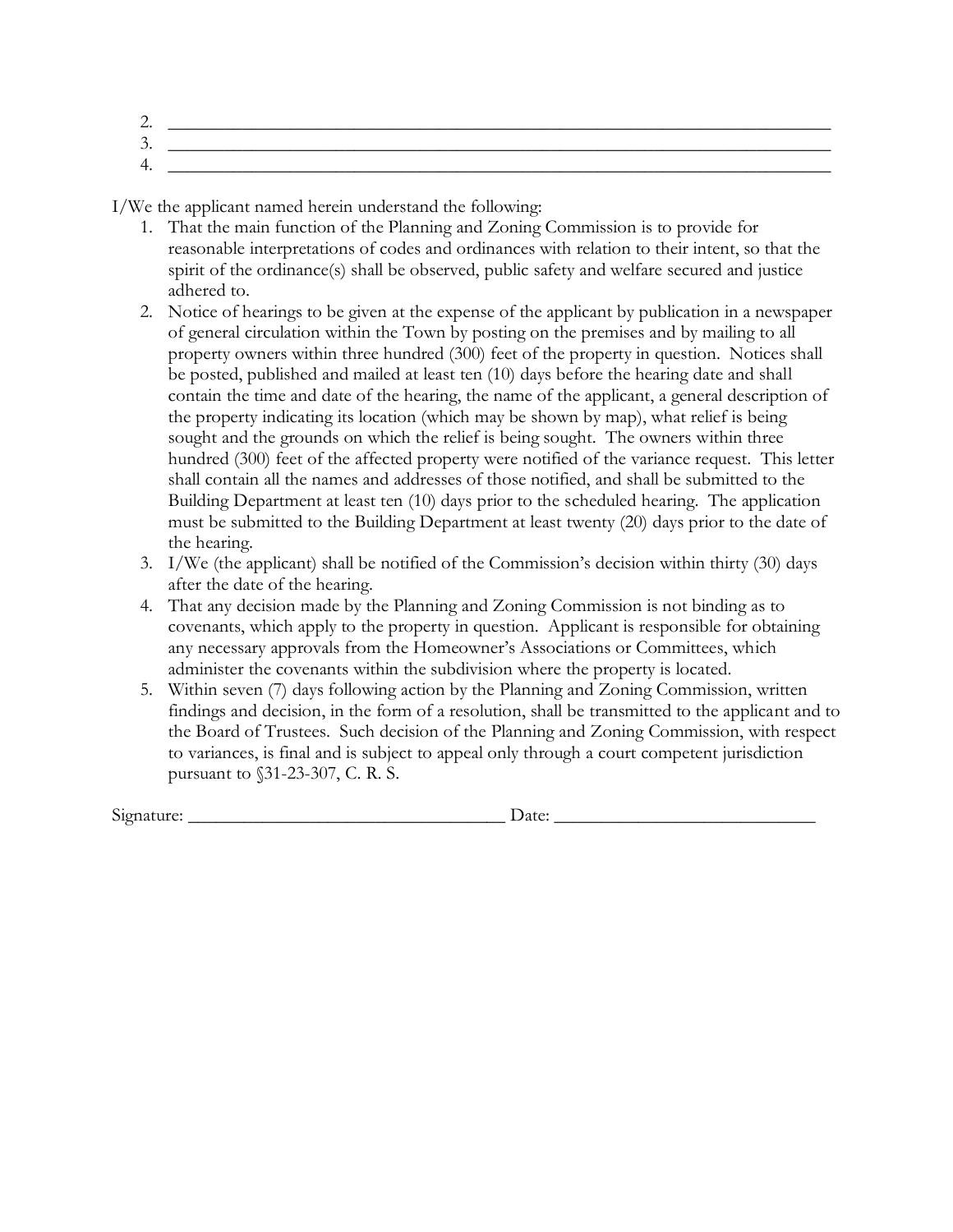2. ___________________________________________________________________________
3. ___________________________________________________________________________
4. ___________________________________________________________________________

I/We the applicant named herein understand the following:

1. That the main function of the Planning and Zoning Commission is to provide for reasonable interpretations of codes and ordinances with relation to their intent, so that the spirit of the ordinance(s) shall be observed, public safety and welfare secured and justice adhered to.
2. Notice of hearings to be given at the expense of the applicant by publication in a newspaper of general circulation within the Town by posting on the premises and by mailing to all property owners within three hundred (300) feet of the property in question. Notices shall be posted, published and mailed at least ten (10) days before the hearing date and shall contain the time and date of the hearing, the name of the applicant, a general description of the property indicating its location (which may be shown by map), what relief is being sought and the grounds on which the relief is being sought. The owners within three hundred (300) feet of the affected property were notified of the variance request. This letter shall contain all the names and addresses of those notified, and shall be submitted to the Building Department at least ten (10) days prior to the scheduled hearing. The application must be submitted to the Building Department at least twenty (20) days prior to the date of the hearing.
3. I/We (the applicant) shall be notified of the Commission's decision within thirty (30) days after the date of the hearing.
4. That any decision made by the Planning and Zoning Commission is not binding as to covenants, which apply to the property in question. Applicant is responsible for obtaining any necessary approvals from the Homeowner's Associations or Committees, which administer the covenants within the subdivision where the property is located.
5. Within seven (7) days following action by the Planning and Zoning Commission, written findings and decision, in the form of a resolution, shall be transmitted to the applicant and to the Board of Trustees. Such decision of the Planning and Zoning Commission, with respect to variances, is final and is subject to appeal only through a court competent jurisdiction pursuant to §31-23-307, C. R. S.

Signature: ___________________________________ Date: ____________________________